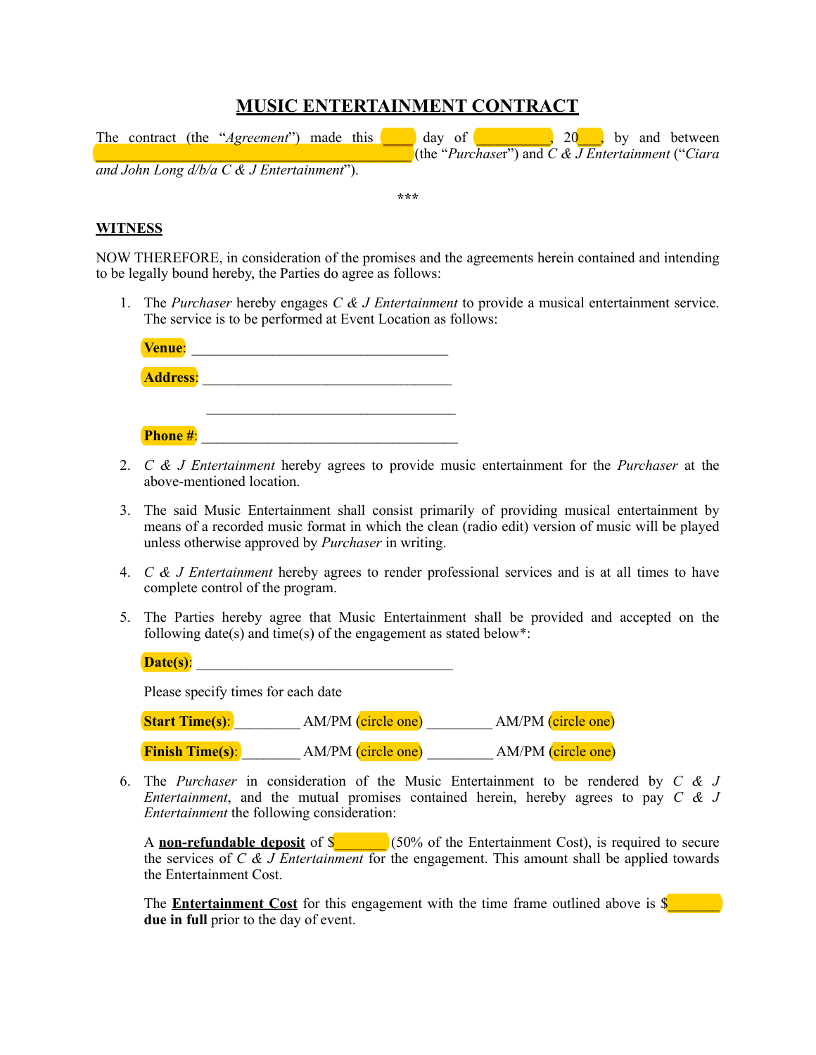# MUSIC ENTERTAINMENT CONTRACT

The contract (the "*Agreement*") made this ____ day of __________, 20___, by and between ______________________________________________ (the "*Purchaser*") and *C & J Entertainment* ("*Ciara and John Long d/b/a C & J Entertainment*").

***

**WITNESS**

NOW THEREFORE, in consideration of the promises and the agreements herein contained and intending to be legally bound hereby, the Parties do agree as follows:

1. The *Purchaser* hereby engages *C & J Entertainment* to provide a musical entertainment service. The service is to be performed at Event Location as follows:

   **Venue**: ____________________________________

   **Address**: ____________________________________

   ____________________________________

   **Phone #**: ____________________________________

2. *C & J Entertainment* hereby agrees to provide music entertainment for the *Purchaser* at the above-mentioned location.

3. The said Music Entertainment shall consist primarily of providing musical entertainment by means of a recorded music format in which the clean (radio edit) version of music will be played unless otherwise approved by *Purchaser* in writing.

4. *C & J Entertainment* hereby agrees to render professional services and is at all times to have complete control of the program.

5. The Parties hereby agree that Music Entertainment shall be provided and accepted on the following date(s) and time(s) of the engagement as stated below*:

   **Date(s)**: ____________________________________

   Please specify times for each date

   **Start Time(s)**: _________ AM/PM (circle one) _________ AM/PM (circle one)

   **Finish Time(s)**: ________ AM/PM (circle one) _________ AM/PM (circle one)

6. The *Purchaser* in consideration of the Music Entertainment to be rendered by *C & J Entertainment*, and the mutual promises contained herein, hereby agrees to pay *C & J Entertainment* the following consideration:

   A **non-refundable deposit** of $_______ (50% of the Entertainment Cost), is required to secure the services of *C & J Entertainment* for the engagement. This amount shall be applied towards the Entertainment Cost.

   The **Entertainment Cost** for this engagement with the time frame outlined above is $_______ **due in full** prior to the day of event.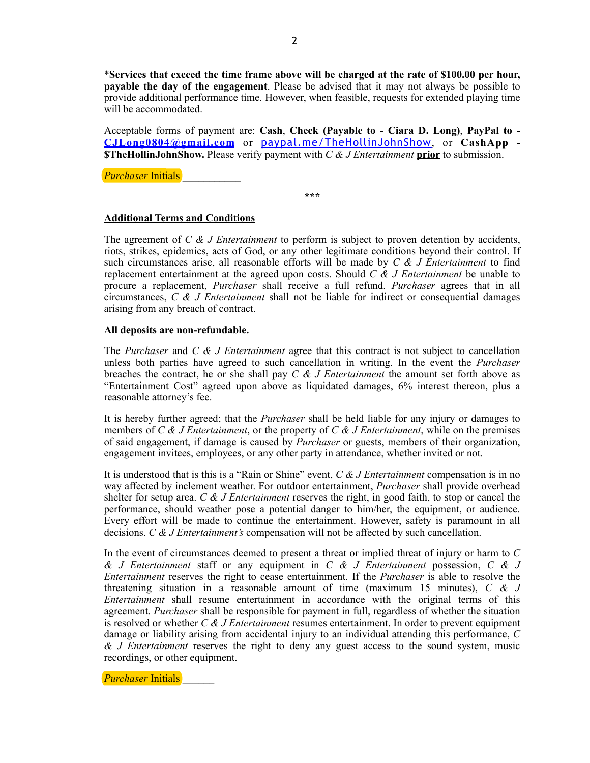*__Services that exceed the time frame above will be charged at the rate of $100.00 per hour, payable the day of the engagement__. Please be advised that it may not always be possible to provide additional performance time. However, when feasible, requests for extended playing time will be accommodated.

Acceptable forms of payment are: **Cash**, **Check (Payable to - Ciara D. Long)**, **PayPal to - CJLong0804@gmail.com** or paypal.me/TheHollinJohnShow, or **CashApp - $TheHollinJohnShow.** Please verify payment with *C & J Entertainment* **prior** to submission.

*Purchaser* Initials ___________

***

**Additional Terms and Conditions**

The agreement of *C & J Entertainment* to perform is subject to proven detention by accidents, riots, strikes, epidemics, acts of God, or any other legitimate conditions beyond their control. If such circumstances arise, all reasonable efforts will be made by *C & J Entertainment* to find replacement entertainment at the agreed upon costs. Should *C & J Entertainment* be unable to procure a replacement, *Purchaser* shall receive a full refund. *Purchaser* agrees that in all circumstances, *C & J Entertainment* shall not be liable for indirect or consequential damages arising from any breach of contract.

**All deposits are non-refundable.**

The *Purchaser* and *C & J Entertainment* agree that this contract is not subject to cancellation unless both parties have agreed to such cancellation in writing. In the event the *Purchaser* breaches the contract, he or she shall pay *C & J Entertainment* the amount set forth above as "Entertainment Cost" agreed upon above as liquidated damages, 6% interest thereon, plus a reasonable attorney's fee.

It is hereby further agreed; that the *Purchaser* shall be held liable for any injury or damages to members of *C & J Entertainment*, or the property of *C & J Entertainment*, while on the premises of said engagement, if damage is caused by *Purchaser* or guests, members of their organization, engagement invitees, employees, or any other party in attendance, whether invited or not.

It is understood that is this is a "Rain or Shine" event, *C & J Entertainment* compensation is in no way affected by inclement weather. For outdoor entertainment, *Purchaser* shall provide overhead shelter for setup area. *C & J Entertainment* reserves the right, in good faith, to stop or cancel the performance, should weather pose a potential danger to him/her, the equipment, or audience. Every effort will be made to continue the entertainment. However, safety is paramount in all decisions. *C & J Entertainment's* compensation will not be affected by such cancellation.

In the event of circumstances deemed to present a threat or implied threat of injury or harm to *C & J Entertainment* staff or any equipment in *C & J Entertainment* possession, *C & J Entertainment* reserves the right to cease entertainment. If the *Purchaser* is able to resolve the threatening situation in a reasonable amount of time (maximum 15 minutes), *C & J Entertainment* shall resume entertainment in accordance with the original terms of this agreement. *Purchaser* shall be responsible for payment in full, regardless of whether the situation is resolved or whether *C & J Entertainment* resumes entertainment. In order to prevent equipment damage or liability arising from accidental injury to an individual attending this performance, *C & J Entertainment* reserves the right to deny any guest access to the sound system, music recordings, or other equipment.

*Purchaser* Initials ______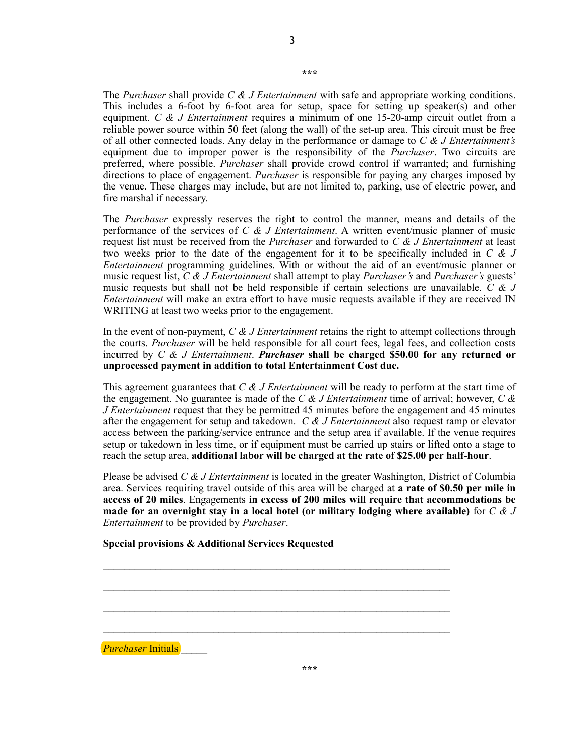\*\*\*

The *Purchaser* shall provide *C & J Entertainment* with safe and appropriate working conditions. This includes a 6-foot by 6-foot area for setup, space for setting up speaker(s) and other equipment. *C & J Entertainment* requires a minimum of one 15-20-amp circuit outlet from a reliable power source within 50 feet (along the wall) of the set-up area. This circuit must be free of all other connected loads. Any delay in the performance or damage to *C & J Entertainment's* equipment due to improper power is the responsibility of the *Purchaser*. Two circuits are preferred, where possible. *Purchaser* shall provide crowd control if warranted; and furnishing directions to place of engagement. *Purchaser* is responsible for paying any charges imposed by the venue. These charges may include, but are not limited to, parking, use of electric power, and fire marshal if necessary.

The *Purchaser* expressly reserves the right to control the manner, means and details of the performance of the services of *C & J Entertainment*. A written event/music planner of music request list must be received from the *Purchaser* and forwarded to *C & J Entertainment* at least two weeks prior to the date of the engagement for it to be specifically included in *C & J Entertainment* programming guidelines. With or without the aid of an event/music planner or music request list, *C & J Entertainment* shall attempt to play *Purchaser's* and *Purchaser's* guests' music requests but shall not be held responsible if certain selections are unavailable. *C & J Entertainment* will make an extra effort to have music requests available if they are received IN WRITING at least two weeks prior to the engagement.

In the event of non-payment, *C & J Entertainment* retains the right to attempt collections through the courts. *Purchaser* will be held responsible for all court fees, legal fees, and collection costs incurred by *C & J Entertainment*. ***Purchaser* shall be charged $50.00 for any returned or unprocessed payment in addition to total Entertainment Cost due.**

This agreement guarantees that *C & J Entertainment* will be ready to perform at the start time of the engagement. No guarantee is made of the *C & J Entertainment* time of arrival; however, *C & J Entertainment* request that they be permitted 45 minutes before the engagement and 45 minutes after the engagement for setup and takedown. *C & J Entertainment* also request ramp or elevator access between the parking/service entrance and the setup area if available. If the venue requires setup or takedown in less time, or if equipment must be carried up stairs or lifted onto a stage to reach the setup area, **additional labor will be charged at the rate of $25.00 per half-hour**.

Please be advised *C & J Entertainment* is located in the greater Washington, District of Columbia area. Services requiring travel outside of this area will be charged at **a rate of $0.50 per mile in access of 20 miles**. Engagements **in excess of 200 miles will require that accommodations be made for an overnight stay in a local hotel (or military lodging where available)** for *C & J Entertainment* to be provided by *Purchaser*.

**Special provisions & Additional Services Requested**

\_\_\_\_\_\_\_\_\_\_\_\_\_\_\_\_\_\_\_\_\_\_\_\_\_\_\_\_\_\_\_\_\_\_\_\_\_\_\_\_\_\_\_\_\_\_\_\_\_\_\_\_\_\_\_\_\_\_\_\_

\_\_\_\_\_\_\_\_\_\_\_\_\_\_\_\_\_\_\_\_\_\_\_\_\_\_\_\_\_\_\_\_\_\_\_\_\_\_\_\_\_\_\_\_\_\_\_\_\_\_\_\_\_\_\_\_\_\_\_\_

\_\_\_\_\_\_\_\_\_\_\_\_\_\_\_\_\_\_\_\_\_\_\_\_\_\_\_\_\_\_\_\_\_\_\_\_\_\_\_\_\_\_\_\_\_\_\_\_\_\_\_\_\_\_\_\_\_\_\_\_

\_\_\_\_\_\_\_\_\_\_\_\_\_\_\_\_\_\_\_\_\_\_\_\_\_\_\_\_\_\_\_\_\_\_\_\_\_\_\_\_\_\_\_\_\_\_\_\_\_\_\_\_\_\_\_\_\_\_\_\_

*Purchaser* Initials \_\_\_\_\_

\*\*\*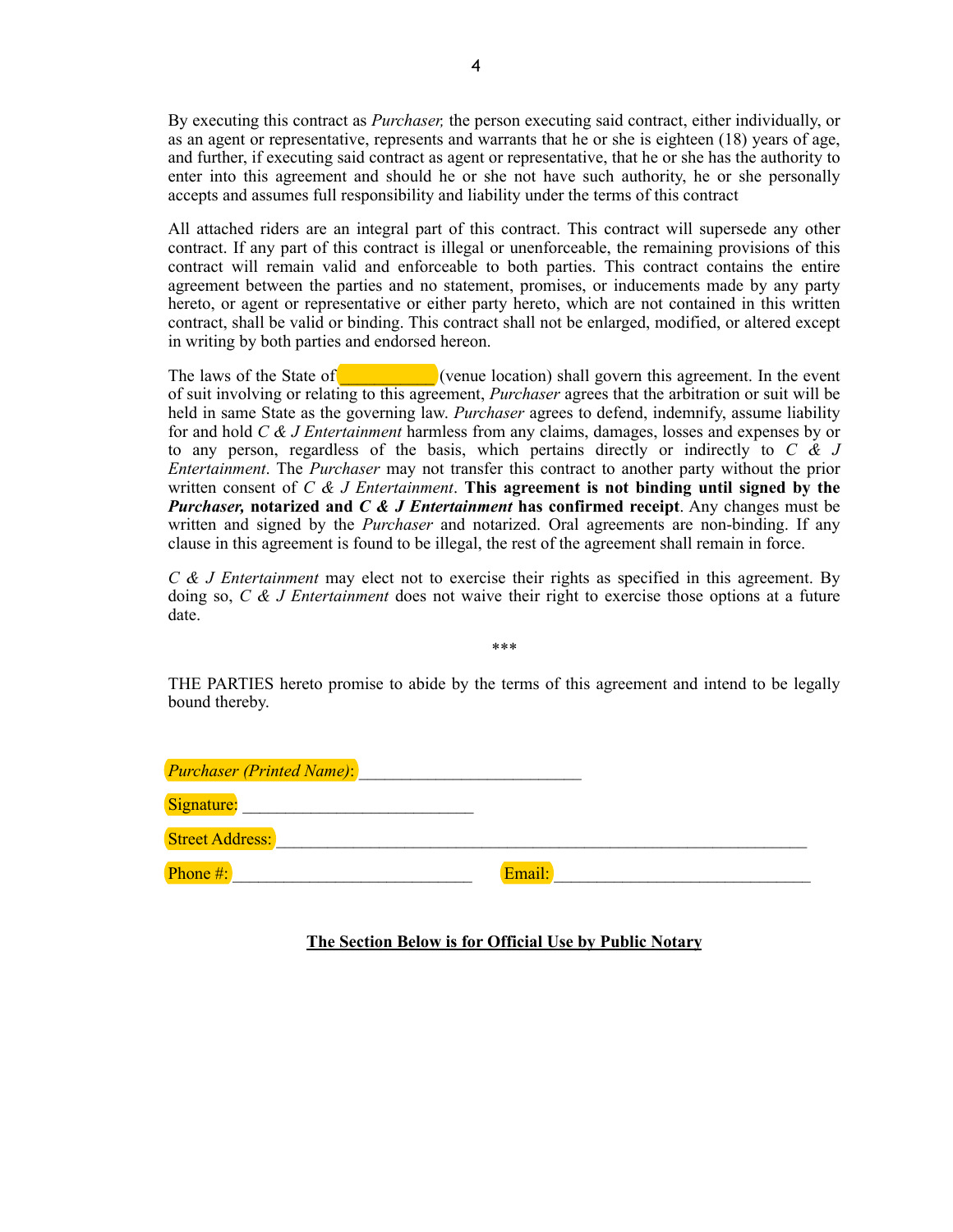By executing this contract as *Purchaser,* the person executing said contract, either individually, or as an agent or representative, represents and warrants that he or she is eighteen (18) years of age, and further, if executing said contract as agent or representative, that he or she has the authority to enter into this agreement and should he or she not have such authority, he or she personally accepts and assumes full responsibility and liability under the terms of this contract

All attached riders are an integral part of this contract. This contract will supersede any other contract. If any part of this contract is illegal or unenforceable, the remaining provisions of this contract will remain valid and enforceable to both parties. This contract contains the entire agreement between the parties and no statement, promises, or inducements made by any party hereto, or agent or representative or either party hereto, which are not contained in this written contract, shall be valid or binding. This contract shall not be enlarged, modified, or altered except in writing by both parties and endorsed hereon.

The laws of the State of ___________ (venue location) shall govern this agreement. In the event of suit involving or relating to this agreement, *Purchaser* agrees that the arbitration or suit will be held in same State as the governing law. *Purchaser* agrees to defend, indemnify, assume liability for and hold *C & J Entertainment* harmless from any claims, damages, losses and expenses by or to any person, regardless of the basis, which pertains directly or indirectly to *C & J Entertainment*. The *Purchaser* may not transfer this contract to another party without the prior written consent of *C & J Entertainment*. **This agreement is not binding until signed by the *Purchaser,* notarized and *C & J Entertainment* has confirmed receipt**. Any changes must be written and signed by the *Purchaser* and notarized. Oral agreements are non-binding. If any clause in this agreement is found to be illegal, the rest of the agreement shall remain in force.

*C & J Entertainment* may elect not to exercise their rights as specified in this agreement. By doing so, *C & J Entertainment* does not waive their right to exercise those options at a future date.

***

THE PARTIES hereto promise to abide by the terms of this agreement and intend to be legally bound thereby.

*Purchaser (Printed Name)*: _________________________

Signature: __________________________

Street Address: ____________________________________________________________

Phone #: ___________________________ Email: _____________________________

**<u>The Section Below is for Official Use by Public Notary</u>**